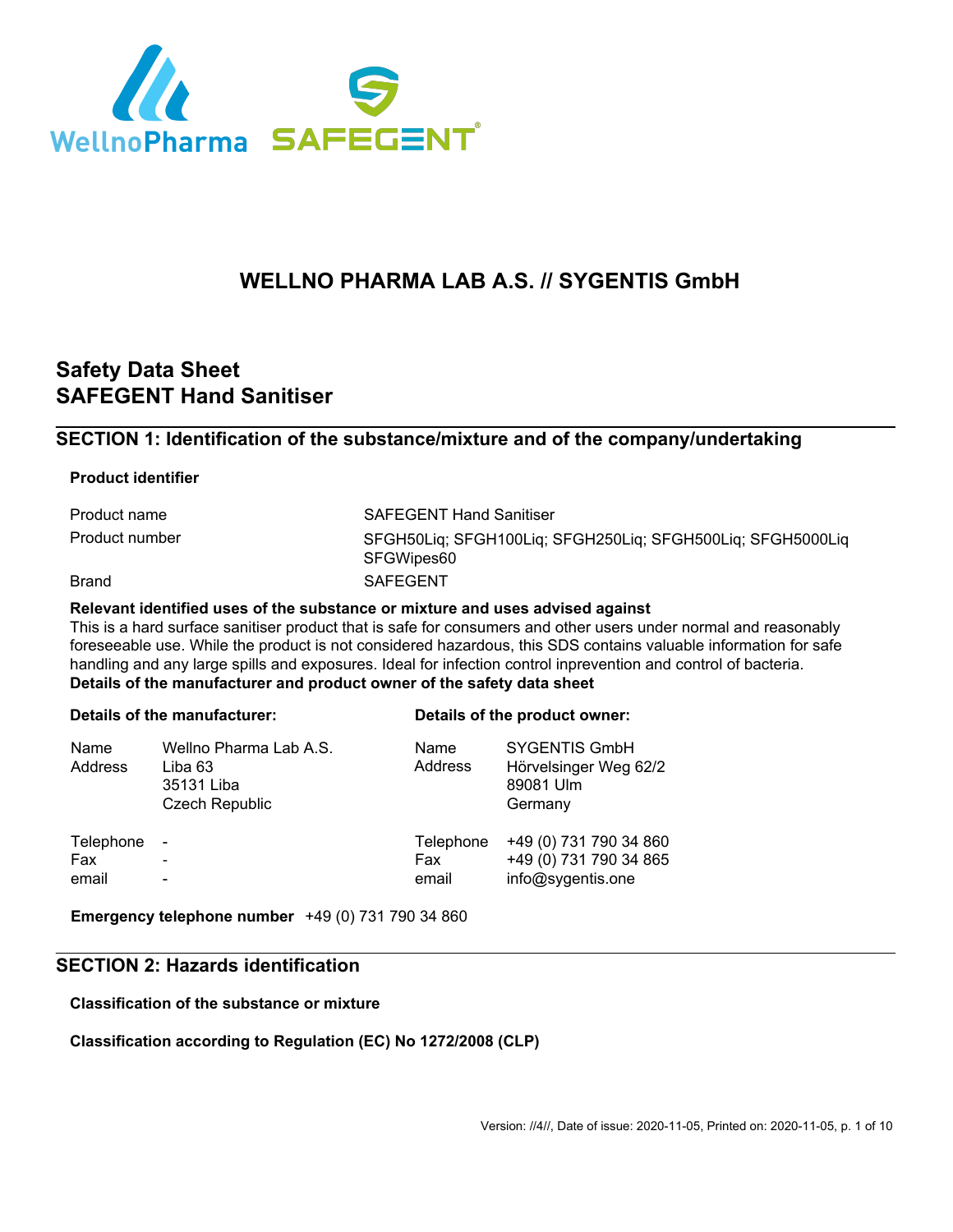# WELLNO PHARMA LAB A.S. // SYGENTIS GmbH

## Safety Data Sheet
## SAFEGENT Hand Sanitiser

## SECTION 1: Identification of the substance/mixture and of the company/undertaking

**Product identifier**

| | |
|---|---|
| Product name | SAFEGENT Hand Sanitiser |
| Product number | SFGH50Liq; SFGH100Liq; SFGH250Liq; SFGH500Liq; SFGH5000Liq SFGWipes60 |
| Brand | SAFEGENT |

**Relevant identified uses of the substance or mixture and uses advised against**

This is a hard surface sanitiser product that is safe for consumers and other users under normal and reasonably foreseeable use. While the product is not considered hazardous, this SDS contains valuable information for safe handling and any large spills and exposures. Ideal for infection control inprevention and control of bacteria.

**Details of the manufacturer and product owner of the safety data sheet**

**Details of the manufacturer:**

| | |
|---|---|
| Name | Wellno Pharma Lab A.S. |
| Address | Liba 63<br>35131 Liba<br>Czech Republic |
| Telephone | - |
| Fax | - |
| email | - |

**Details of the product owner:**

| | |
|---|---|
| Name | SYGENTIS GmbH |
| Address | Hörvelsinger Weg 62/2<br>89081 Ulm<br>Germany |
| Telephone | +49 (0) 731 790 34 860 |
| Fax | +49 (0) 731 790 34 865 |
| email | info@sygentis.one |

**Emergency telephone number** +49 (0) 731 790 34 860

## SECTION 2: Hazards identification

**Classification of the substance or mixture**

**Classification according to Regulation (EC) No 1272/2008 (CLP)**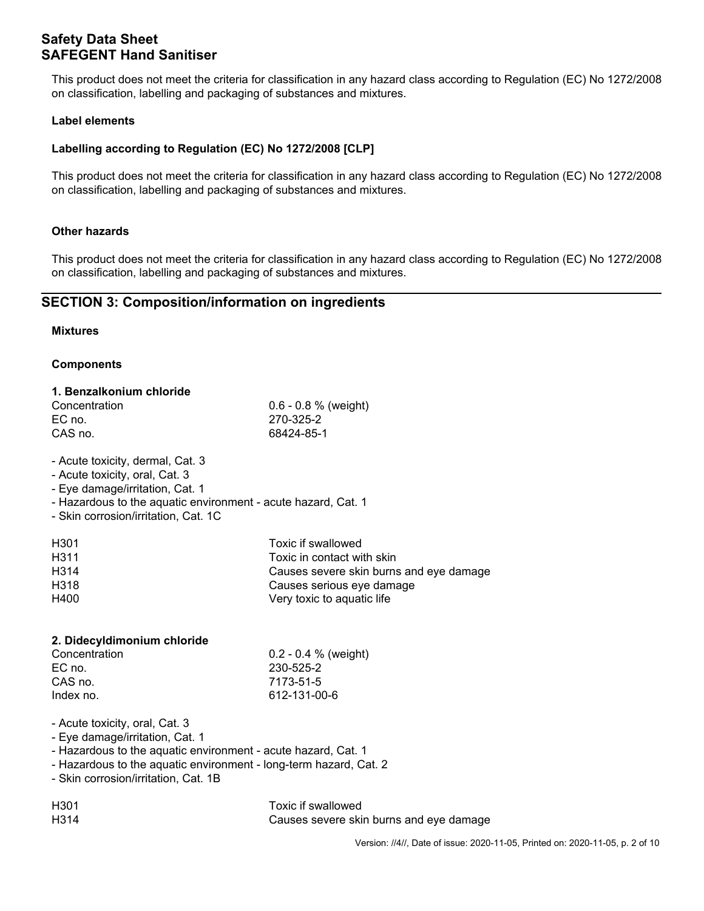This product does not meet the criteria for classification in any hazard class according to Regulation (EC) No 1272/2008 on classification, labelling and packaging of substances and mixtures.

**Label elements**

**Labelling according to Regulation (EC) No 1272/2008 [CLP]**

This product does not meet the criteria for classification in any hazard class according to Regulation (EC) No 1272/2008 on classification, labelling and packaging of substances and mixtures.

**Other hazards**

This product does not meet the criteria for classification in any hazard class according to Regulation (EC) No 1272/2008 on classification, labelling and packaging of substances and mixtures.

## SECTION 3: Composition/information on ingredients

**Mixtures**

**Components**

**1. Benzalkonium chloride**

| | |
|---|---|
| Concentration | 0.6 - 0.8 % (weight) |
| EC no. | 270-325-2 |
| CAS no. | 68424-85-1 |

- Acute toxicity, dermal, Cat. 3
- Acute toxicity, oral, Cat. 3
- Eye damage/irritation, Cat. 1
- Hazardous to the aquatic environment - acute hazard, Cat. 1
- Skin corrosion/irritation, Cat. 1C

| | |
|---|---|
| H301 | Toxic if swallowed |
| H311 | Toxic in contact with skin |
| H314 | Causes severe skin burns and eye damage |
| H318 | Causes serious eye damage |
| H400 | Very toxic to aquatic life |

**2. Didecyldimonium chloride**

| | |
|---|---|
| Concentration | 0.2 - 0.4 % (weight) |
| EC no. | 230-525-2 |
| CAS no. | 7173-51-5 |
| Index no. | 612-131-00-6 |

- Acute toxicity, oral, Cat. 3
- Eye damage/irritation, Cat. 1
- Hazardous to the aquatic environment - acute hazard, Cat. 1
- Hazardous to the aquatic environment - long-term hazard, Cat. 2
- Skin corrosion/irritation, Cat. 1B

| | |
|---|---|
| H301 | Toxic if swallowed |
| H314 | Causes severe skin burns and eye damage |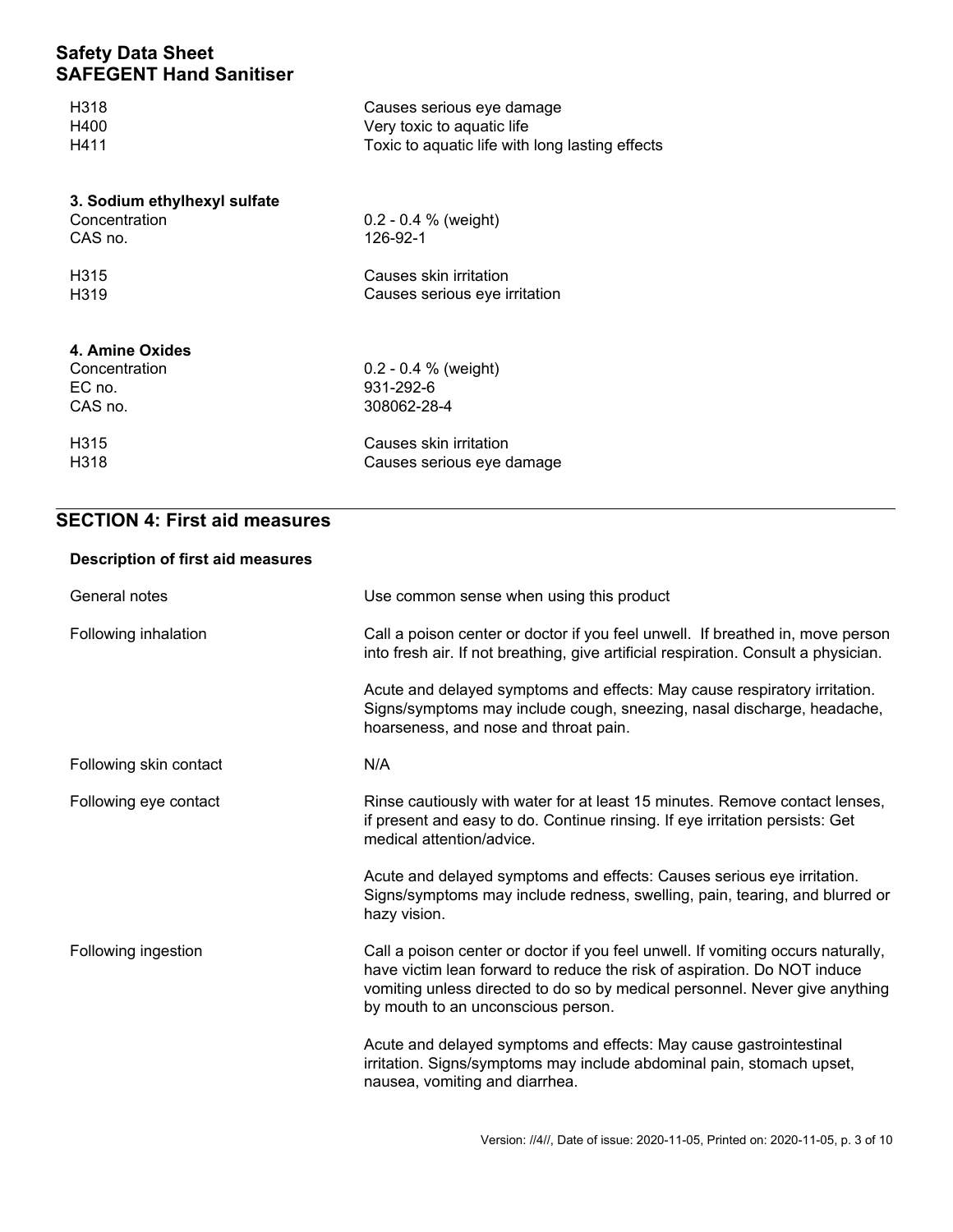| | |
|---|---|
| H318 | Causes serious eye damage |
| H400 | Very toxic to aquatic life |
| H411 | Toxic to aquatic life with long lasting effects |

**3. Sodium ethylhexyl sulfate**

| | |
|---|---|
| Concentration | 0.2 - 0.4 % (weight) |
| CAS no. | 126-92-1 |
| H315 | Causes skin irritation |
| H319 | Causes serious eye irritation |

**4. Amine Oxides**

| | |
|---|---|
| Concentration | 0.2 - 0.4 % (weight) |
| EC no. | 931-292-6 |
| CAS no. | 308062-28-4 |
| H315 | Causes skin irritation |
| H318 | Causes serious eye damage |

## SECTION 4: First aid measures

**Description of first aid measures**

| | |
|---|---|
| General notes | Use common sense when using this product |
| Following inhalation | Call a poison center or doctor if you feel unwell. If breathed in, move person into fresh air. If not breathing, give artificial respiration. Consult a physician.<br><br>Acute and delayed symptoms and effects: May cause respiratory irritation. Signs/symptoms may include cough, sneezing, nasal discharge, headache, hoarseness, and nose and throat pain. |
| Following skin contact | N/A |
| Following eye contact | Rinse cautiously with water for at least 15 minutes. Remove contact lenses, if present and easy to do. Continue rinsing. If eye irritation persists: Get medical attention/advice.<br><br>Acute and delayed symptoms and effects: Causes serious eye irritation. Signs/symptoms may include redness, swelling, pain, tearing, and blurred or hazy vision. |
| Following ingestion | Call a poison center or doctor if you feel unwell. If vomiting occurs naturally, have victim lean forward to reduce the risk of aspiration. Do NOT induce vomiting unless directed to do so by medical personnel. Never give anything by mouth to an unconscious person.<br><br>Acute and delayed symptoms and effects: May cause gastrointestinal irritation. Signs/symptoms may include abdominal pain, stomach upset, nausea, vomiting and diarrhea. |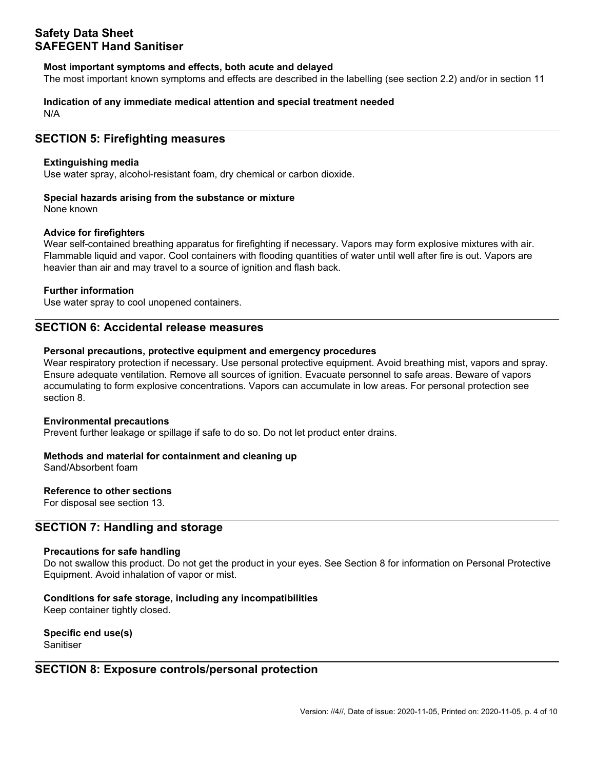#### Most important symptoms and effects, both acute and delayed

The most important known symptoms and effects are described in the labelling (see section 2.2) and/or in section 11

#### Indication of any immediate medical attention and special treatment needed

N/A

## SECTION 5: Firefighting measures

#### Extinguishing media

Use water spray, alcohol-resistant foam, dry chemical or carbon dioxide.

#### Special hazards arising from the substance or mixture

None known

#### Advice for firefighters

Wear self-contained breathing apparatus for firefighting if necessary. Vapors may form explosive mixtures with air. Flammable liquid and vapor. Cool containers with flooding quantities of water until well after fire is out. Vapors are heavier than air and may travel to a source of ignition and flash back.

#### Further information

Use water spray to cool unopened containers.

## SECTION 6: Accidental release measures

#### Personal precautions, protective equipment and emergency procedures

Wear respiratory protection if necessary. Use personal protective equipment. Avoid breathing mist, vapors and spray. Ensure adequate ventilation. Remove all sources of ignition. Evacuate personnel to safe areas. Beware of vapors accumulating to form explosive concentrations. Vapors can accumulate in low areas. For personal protection see section 8.

#### Environmental precautions

Prevent further leakage or spillage if safe to do so. Do not let product enter drains.

#### Methods and material for containment and cleaning up

Sand/Absorbent foam

#### Reference to other sections

For disposal see section 13.

## SECTION 7: Handling and storage

#### Precautions for safe handling

Do not swallow this product. Do not get the product in your eyes. See Section 8 for information on Personal Protective Equipment. Avoid inhalation of vapor or mist.

#### Conditions for safe storage, including any incompatibilities

Keep container tightly closed.

#### Specific end use(s)

Sanitiser

## SECTION 8: Exposure controls/personal protection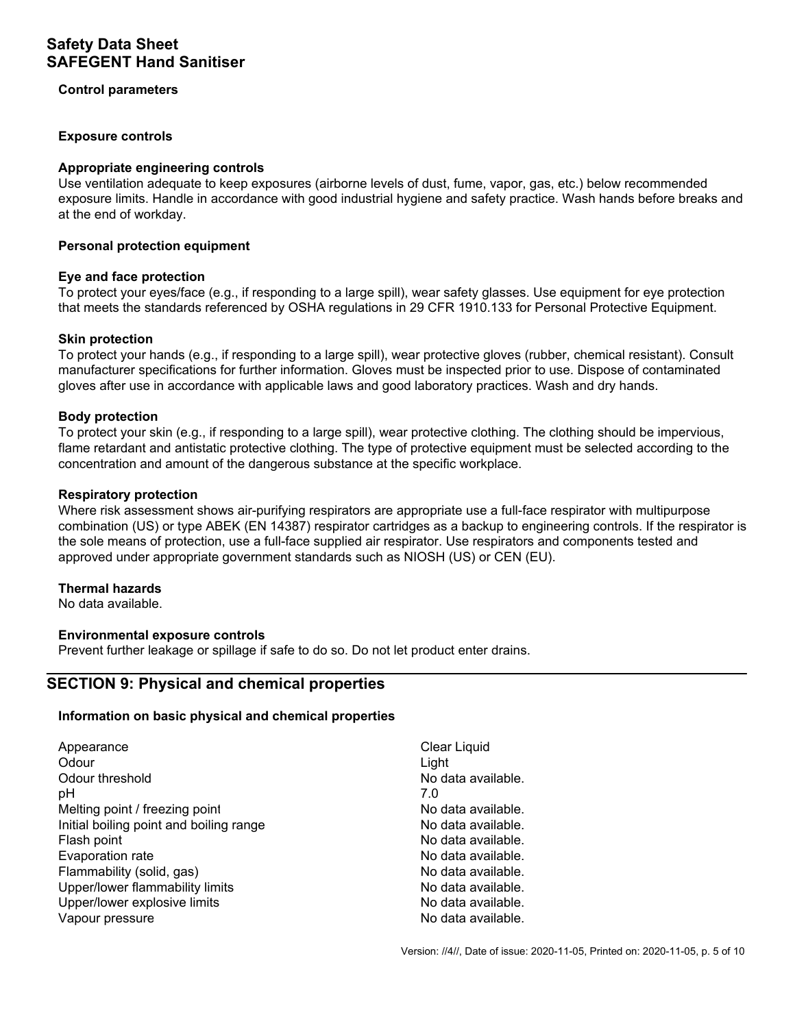### Control parameters

### Exposure controls

#### Appropriate engineering controls

Use ventilation adequate to keep exposures (airborne levels of dust, fume, vapor, gas, etc.) below recommended exposure limits. Handle in accordance with good industrial hygiene and safety practice. Wash hands before breaks and at the end of workday.

#### Personal protection equipment

#### Eye and face protection

To protect your eyes/face (e.g., if responding to a large spill), wear safety glasses. Use equipment for eye protection that meets the standards referenced by OSHA regulations in 29 CFR 1910.133 for Personal Protective Equipment.

#### Skin protection

To protect your hands (e.g., if responding to a large spill), wear protective gloves (rubber, chemical resistant). Consult manufacturer specifications for further information. Gloves must be inspected prior to use. Dispose of contaminated gloves after use in accordance with applicable laws and good laboratory practices. Wash and dry hands.

#### Body protection

To protect your skin (e.g., if responding to a large spill), wear protective clothing. The clothing should be impervious, flame retardant and antistatic protective clothing. The type of protective equipment must be selected according to the concentration and amount of the dangerous substance at the specific workplace.

#### Respiratory protection

Where risk assessment shows air-purifying respirators are appropriate use a full-face respirator with multipurpose combination (US) or type ABEK (EN 14387) respirator cartridges as a backup to engineering controls. If the respirator is the sole means of protection, use a full-face supplied air respirator. Use respirators and components tested and approved under appropriate government standards such as NIOSH (US) or CEN (EU).

#### Thermal hazards

No data available.

#### Environmental exposure controls

Prevent further leakage or spillage if safe to do so. Do not let product enter drains.

## SECTION 9: Physical and chemical properties

### Information on basic physical and chemical properties

| | |
|---|---|
| Appearance | Clear Liquid |
| Odour | Light |
| Odour threshold | No data available. |
| pH | 7.0 |
| Melting point / freezing point | No data available. |
| Initial boiling point and boiling range | No data available. |
| Flash point | No data available. |
| Evaporation rate | No data available. |
| Flammability (solid, gas) | No data available. |
| Upper/lower flammability limits | No data available. |
| Upper/lower explosive limits | No data available. |
| Vapour pressure | No data available. |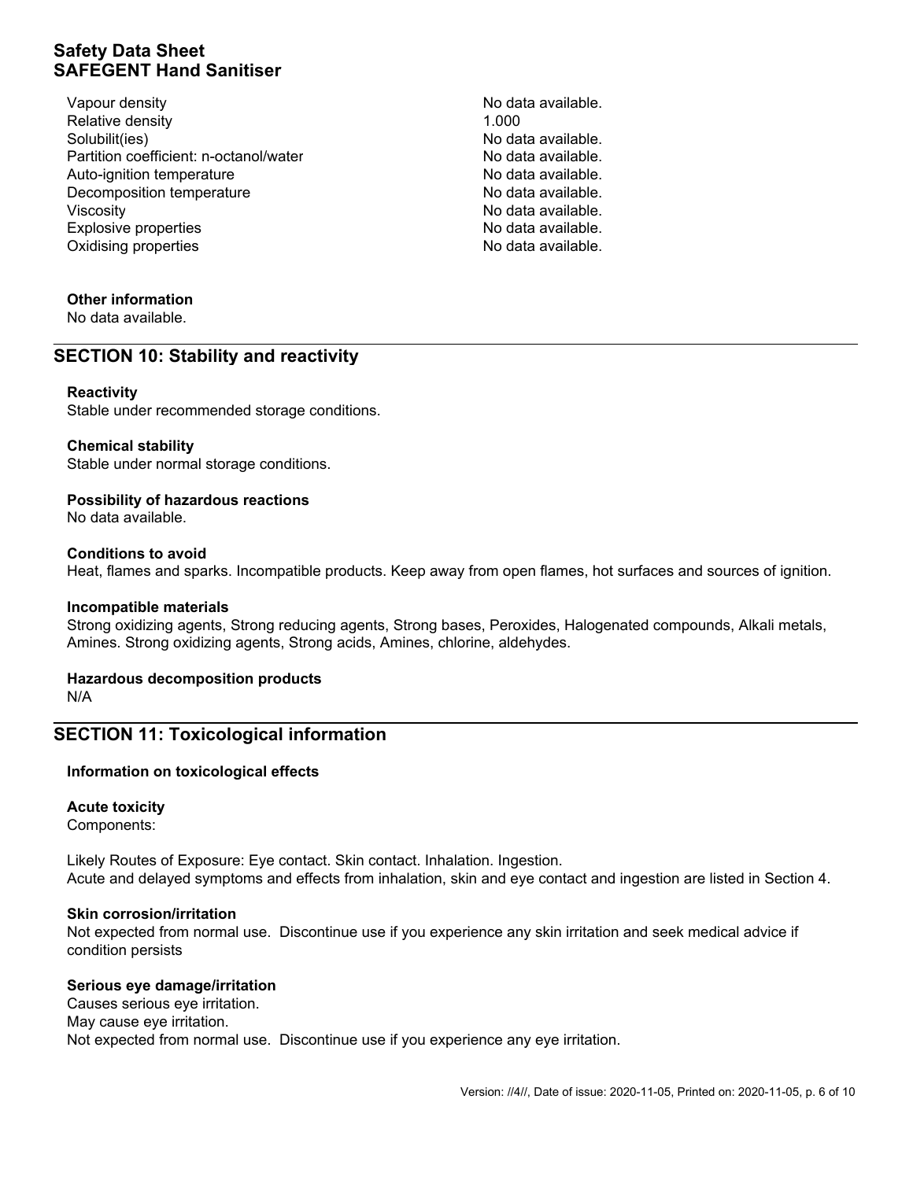| | |
|---|---|
| Vapour density | No data available. |
| Relative density | 1.000 |
| Solubilit(ies) | No data available. |
| Partition coefficient: n-octanol/water | No data available. |
| Auto-ignition temperature | No data available. |
| Decomposition temperature | No data available. |
| Viscosity | No data available. |
| Explosive properties | No data available. |
| Oxidising properties | No data available. |

**Other information**
No data available.

## SECTION 10: Stability and reactivity

**Reactivity**
Stable under recommended storage conditions.

**Chemical stability**
Stable under normal storage conditions.

**Possibility of hazardous reactions**
No data available.

**Conditions to avoid**
Heat, flames and sparks. Incompatible products. Keep away from open flames, hot surfaces and sources of ignition.

**Incompatible materials**
Strong oxidizing agents, Strong reducing agents, Strong bases, Peroxides, Halogenated compounds, Alkali metals, Amines. Strong oxidizing agents, Strong acids, Amines, chlorine, aldehydes.

**Hazardous decomposition products**
N/A

## SECTION 11: Toxicological information

**Information on toxicological effects**

**Acute toxicity**
Components:

Likely Routes of Exposure: Eye contact. Skin contact. Inhalation. Ingestion.
Acute and delayed symptoms and effects from inhalation, skin and eye contact and ingestion are listed in Section 4.

**Skin corrosion/irritation**
Not expected from normal use. Discontinue use if you experience any skin irritation and seek medical advice if condition persists

**Serious eye damage/irritation**
Causes serious eye irritation.
May cause eye irritation.
Not expected from normal use. Discontinue use if you experience any eye irritation.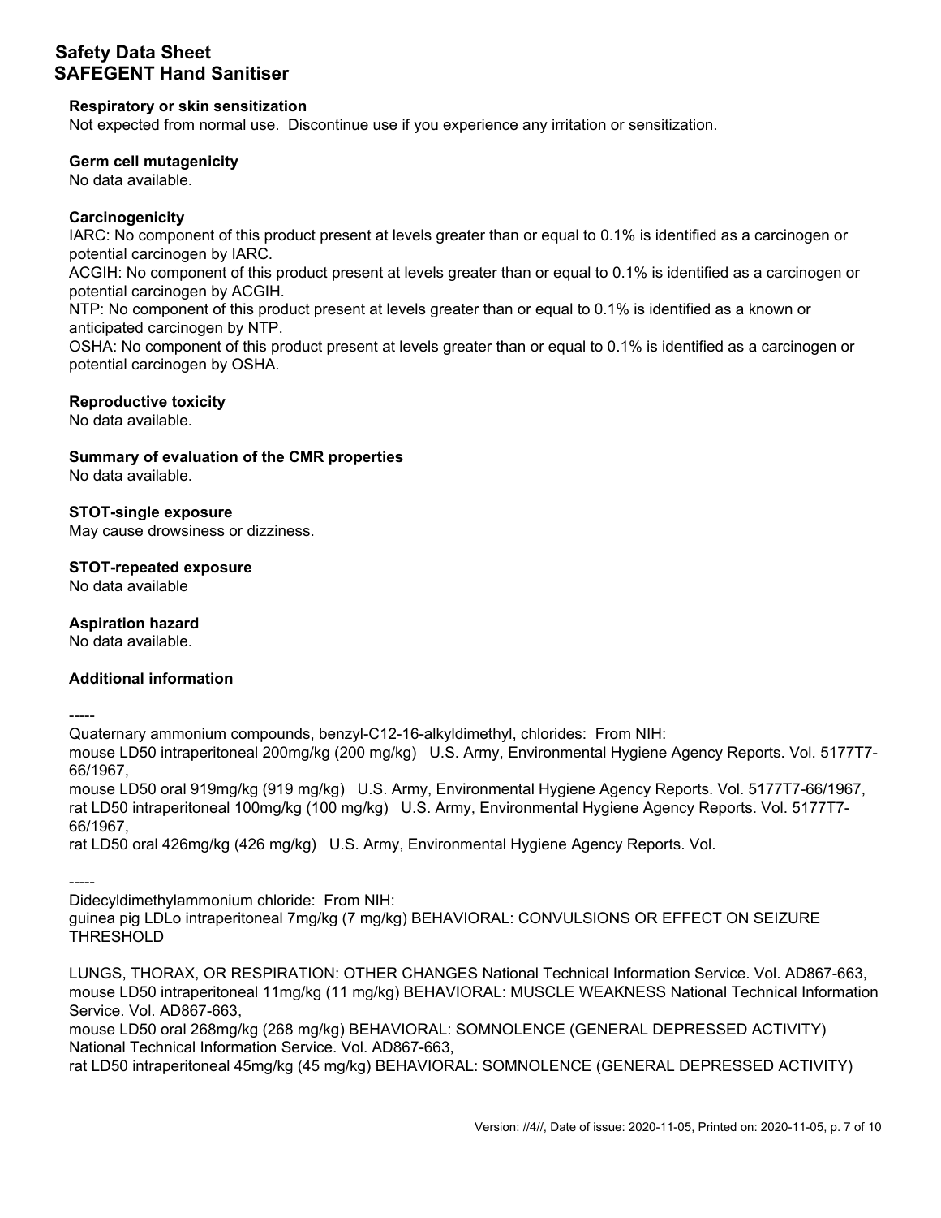**Respiratory or skin sensitization**
Not expected from normal use. Discontinue use if you experience any irritation or sensitization.

**Germ cell mutagenicity**
No data available.

**Carcinogenicity**
IARC: No component of this product present at levels greater than or equal to 0.1% is identified as a carcinogen or potential carcinogen by IARC.
ACGIH: No component of this product present at levels greater than or equal to 0.1% is identified as a carcinogen or potential carcinogen by ACGIH.
NTP: No component of this product present at levels greater than or equal to 0.1% is identified as a known or anticipated carcinogen by NTP.
OSHA: No component of this product present at levels greater than or equal to 0.1% is identified as a carcinogen or potential carcinogen by OSHA.

**Reproductive toxicity**
No data available.

**Summary of evaluation of the CMR properties**
No data available.

**STOT-single exposure**
May cause drowsiness or dizziness.

**STOT-repeated exposure**
No data available

**Aspiration hazard**
No data available.

**Additional information**

-----
Quaternary ammonium compounds, benzyl-C12-16-alkyldimethyl, chlorides: From NIH:
mouse LD50 intraperitoneal 200mg/kg (200 mg/kg) U.S. Army, Environmental Hygiene Agency Reports. Vol. 5177T7-66/1967,
mouse LD50 oral 919mg/kg (919 mg/kg) U.S. Army, Environmental Hygiene Agency Reports. Vol. 5177T7-66/1967,
rat LD50 intraperitoneal 100mg/kg (100 mg/kg) U.S. Army, Environmental Hygiene Agency Reports. Vol. 5177T7-66/1967,
rat LD50 oral 426mg/kg (426 mg/kg) U.S. Army, Environmental Hygiene Agency Reports. Vol.

-----
Didecyldimethylammonium chloride: From NIH:
guinea pig LDLo intraperitoneal 7mg/kg (7 mg/kg) BEHAVIORAL: CONVULSIONS OR EFFECT ON SEIZURE THRESHOLD

LUNGS, THORAX, OR RESPIRATION: OTHER CHANGES National Technical Information Service. Vol. AD867-663,
mouse LD50 intraperitoneal 11mg/kg (11 mg/kg) BEHAVIORAL: MUSCLE WEAKNESS National Technical Information Service. Vol. AD867-663,
mouse LD50 oral 268mg/kg (268 mg/kg) BEHAVIORAL: SOMNOLENCE (GENERAL DEPRESSED ACTIVITY) National Technical Information Service. Vol. AD867-663,
rat LD50 intraperitoneal 45mg/kg (45 mg/kg) BEHAVIORAL: SOMNOLENCE (GENERAL DEPRESSED ACTIVITY)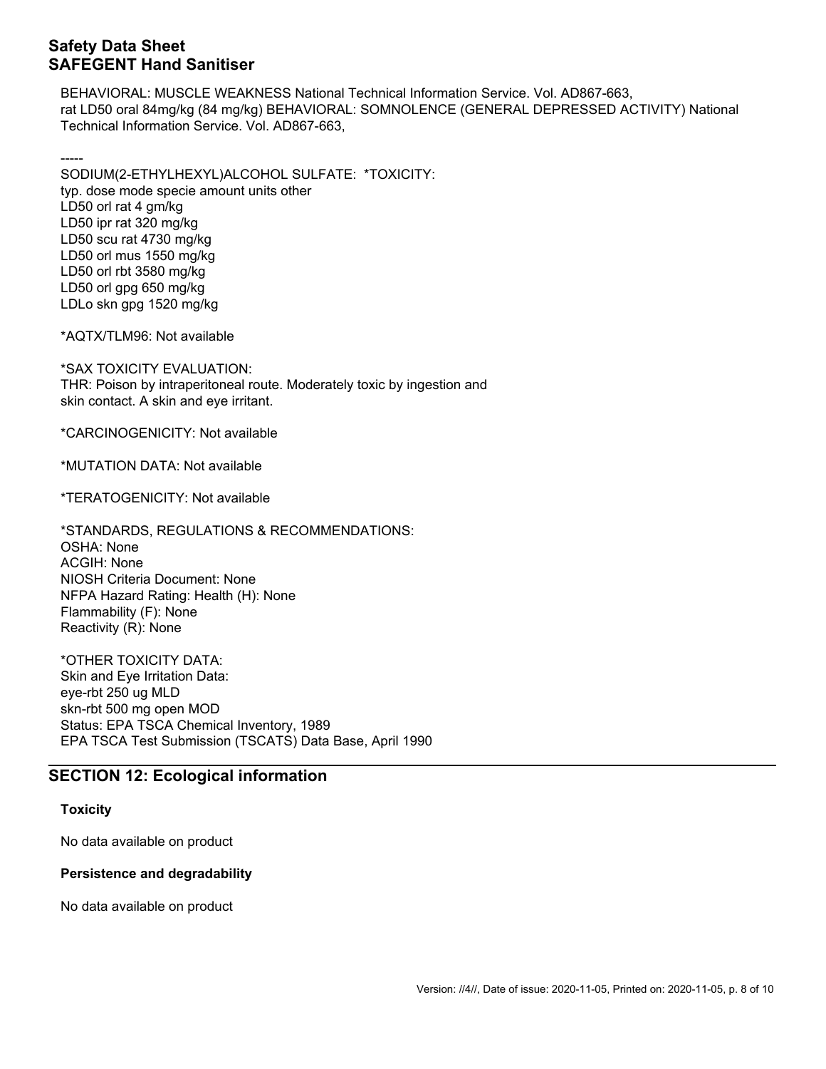BEHAVIORAL: MUSCLE WEAKNESS National Technical Information Service. Vol. AD867-663,
rat LD50 oral 84mg/kg (84 mg/kg) BEHAVIORAL: SOMNOLENCE (GENERAL DEPRESSED ACTIVITY) National Technical Information Service. Vol. AD867-663,

-----

SODIUM(2-ETHYLHEXYL)ALCOHOL SULFATE: *TOXICITY:
typ. dose mode specie amount units other
LD50 orl rat 4 gm/kg
LD50 ipr rat 320 mg/kg
LD50 scu rat 4730 mg/kg
LD50 orl mus 1550 mg/kg
LD50 orl rbt 3580 mg/kg
LD50 orl gpg 650 mg/kg
LDLo skn gpg 1520 mg/kg

*AQTX/TLM96: Not available

*SAX TOXICITY EVALUATION:
THR: Poison by intraperitoneal route. Moderately toxic by ingestion and skin contact. A skin and eye irritant.

*CARCINOGENICITY: Not available

*MUTATION DATA: Not available

*TERATOGENICITY: Not available

*STANDARDS, REGULATIONS & RECOMMENDATIONS:
OSHA: None
ACGIH: None
NIOSH Criteria Document: None
NFPA Hazard Rating: Health (H): None
Flammability (F): None
Reactivity (R): None

*OTHER TOXICITY DATA:
Skin and Eye Irritation Data:
eye-rbt 250 ug MLD
skn-rbt 500 mg open MOD
Status: EPA TSCA Chemical Inventory, 1989
EPA TSCA Test Submission (TSCATS) Data Base, April 1990

## SECTION 12: Ecological information

**Toxicity**

No data available on product

**Persistence and degradability**

No data available on product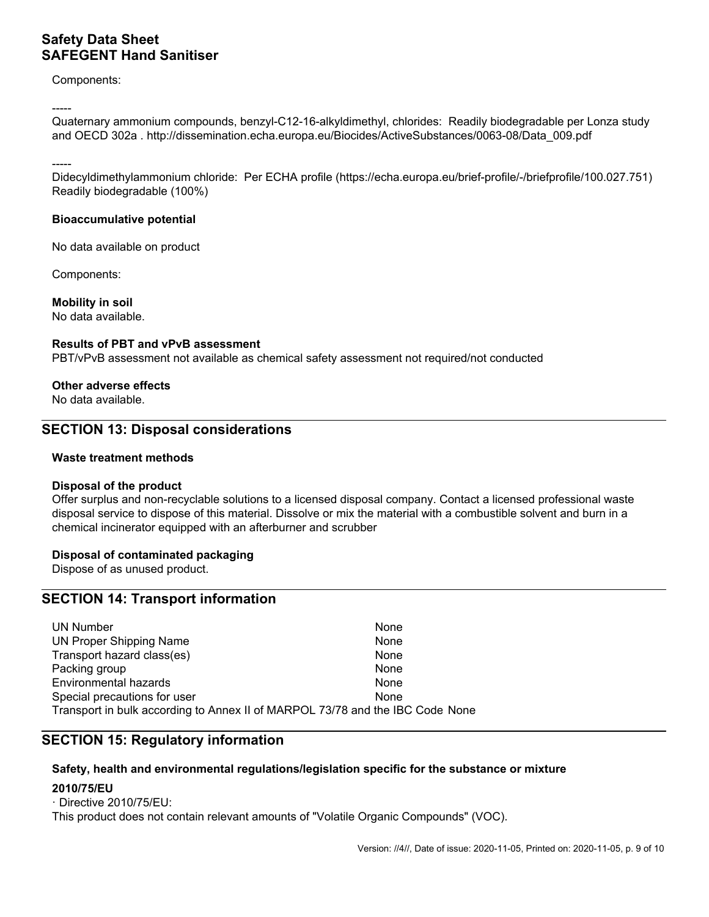Components:

-----

Quaternary ammonium compounds, benzyl-C12-16-alkyldimethyl, chlorides: Readily biodegradable per Lonza study and OECD 302a . http://dissemination.echa.europa.eu/Biocides/ActiveSubstances/0063-08/Data_009.pdf

-----

Didecyldimethylammonium chloride: Per ECHA profile (https://echa.europa.eu/brief-profile/-/briefprofile/100.027.751) Readily biodegradable (100%)

**Bioaccumulative potential**

No data available on product

Components:

**Mobility in soil**
No data available.

**Results of PBT and vPvB assessment**
PBT/vPvB assessment not available as chemical safety assessment not required/not conducted

**Other adverse effects**
No data available.

## SECTION 13: Disposal considerations

**Waste treatment methods**

**Disposal of the product**
Offer surplus and non-recyclable solutions to a licensed disposal company. Contact a licensed professional waste disposal service to dispose of this material. Dissolve or mix the material with a combustible solvent and burn in a chemical incinerator equipped with an afterburner and scrubber

**Disposal of contaminated packaging**
Dispose of as unused product.

## SECTION 14: Transport information

| | |
|---|---|
| UN Number | None |
| UN Proper Shipping Name | None |
| Transport hazard class(es) | None |
| Packing group | None |
| Environmental hazards | None |
| Special precautions for user | None |

Transport in bulk according to Annex II of MARPOL 73/78 and the IBC Code None

## SECTION 15: Regulatory information

**Safety, health and environmental regulations/legislation specific for the substance or mixture**

**2010/75/EU**

· Directive 2010/75/EU:
This product does not contain relevant amounts of "Volatile Organic Compounds" (VOC).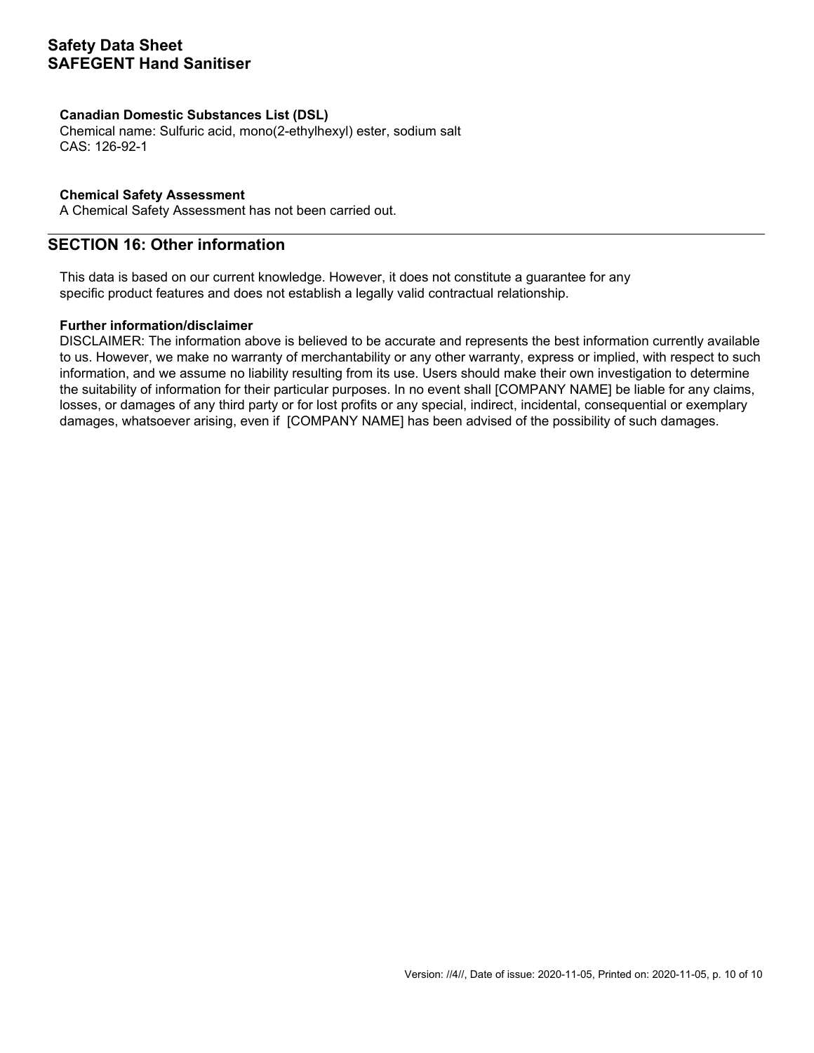**Canadian Domestic Substances List (DSL)**
Chemical name: Sulfuric acid, mono(2-ethylhexyl) ester, sodium salt
CAS: 126-92-1

**Chemical Safety Assessment**
A Chemical Safety Assessment has not been carried out.

## SECTION 16: Other information

This data is based on our current knowledge. However, it does not constitute a guarantee for any specific product features and does not establish a legally valid contractual relationship.

**Further information/disclaimer**
DISCLAIMER: The information above is believed to be accurate and represents the best information currently available to us. However, we make no warranty of merchantability or any other warranty, express or implied, with respect to such information, and we assume no liability resulting from its use. Users should make their own investigation to determine the suitability of information for their particular purposes. In no event shall [COMPANY NAME] be liable for any claims, losses, or damages of any third party or for lost profits or any special, indirect, incidental, consequential or exemplary damages, whatsoever arising, even if [COMPANY NAME] has been advised of the possibility of such damages.